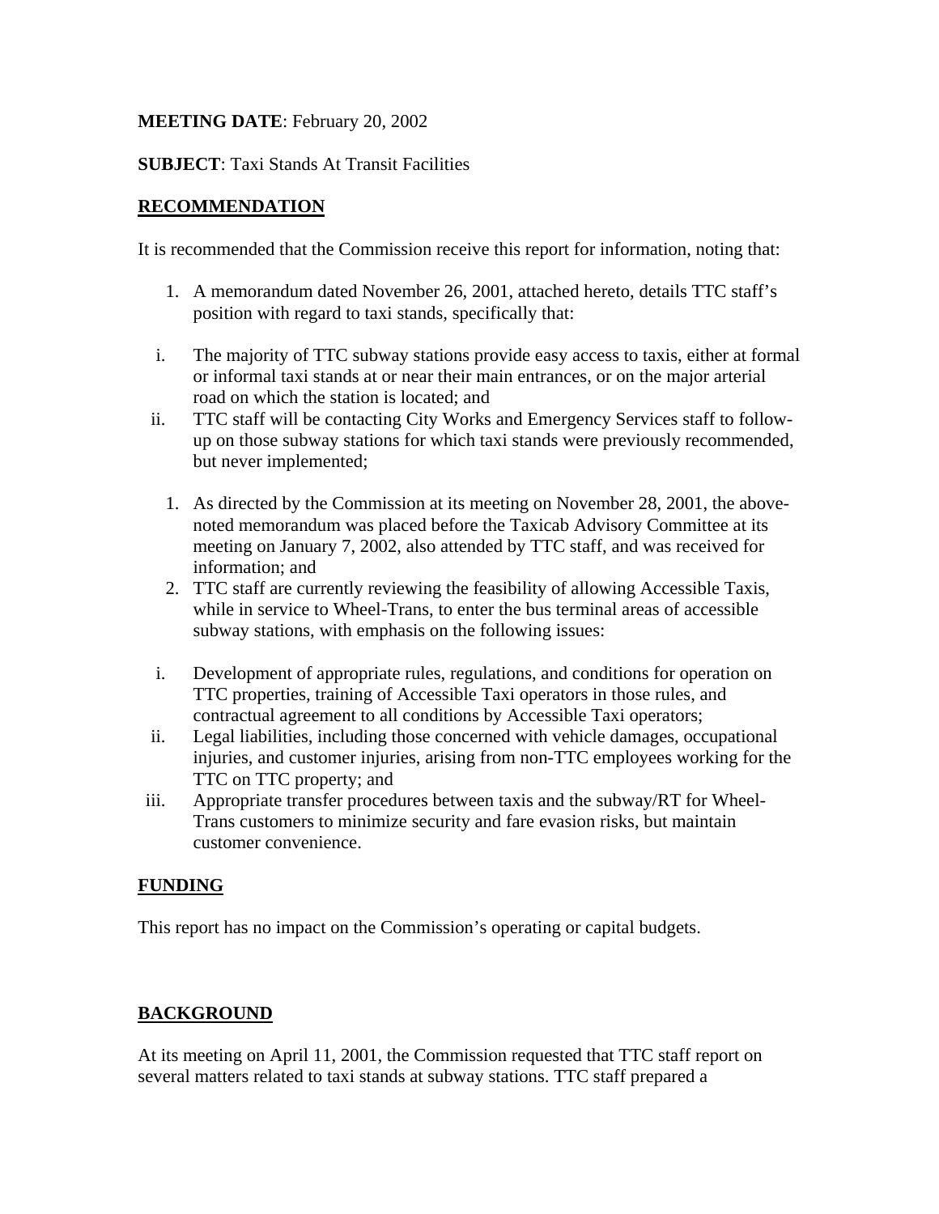**MEETING DATE**: February 20, 2002

**SUBJECT**: Taxi Stands At Transit Facilities

## RECOMMENDATION

It is recommended that the Commission receive this report for information, noting that:

1. A memorandum dated November 26, 2001, attached hereto, details TTC staff's position with regard to taxi stands, specifically that:

   i. The majority of TTC subway stations provide easy access to taxis, either at formal or informal taxi stands at or near their main entrances, or on the major arterial road on which the station is located; and

   ii. TTC staff will be contacting City Works and Emergency Services staff to follow-up on those subway stations for which taxi stands were previously recommended, but never implemented;

1. As directed by the Commission at its meeting on November 28, 2001, the above-noted memorandum was placed before the Taxicab Advisory Committee at its meeting on January 7, 2002, also attended by TTC staff, and was received for information; and
2. TTC staff are currently reviewing the feasibility of allowing Accessible Taxis, while in service to Wheel-Trans, to enter the bus terminal areas of accessible subway stations, with emphasis on the following issues:

   i. Development of appropriate rules, regulations, and conditions for operation on TTC properties, training of Accessible Taxi operators in those rules, and contractual agreement to all conditions by Accessible Taxi operators;

   ii. Legal liabilities, including those concerned with vehicle damages, occupational injuries, and customer injuries, arising from non-TTC employees working for the TTC on TTC property; and

   iii. Appropriate transfer procedures between taxis and the subway/RT for Wheel-Trans customers to minimize security and fare evasion risks, but maintain customer convenience.

## FUNDING

This report has no impact on the Commission's operating or capital budgets.

## BACKGROUND

At its meeting on April 11, 2001, the Commission requested that TTC staff report on several matters related to taxi stands at subway stations. TTC staff prepared a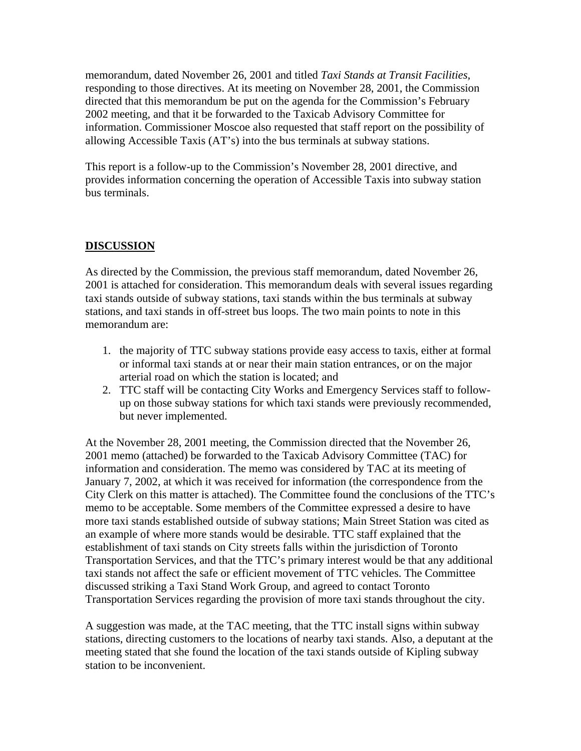memorandum, dated November 26, 2001 and titled *Taxi Stands at Transit Facilities*, responding to those directives. At its meeting on November 28, 2001, the Commission directed that this memorandum be put on the agenda for the Commission's February 2002 meeting, and that it be forwarded to the Taxicab Advisory Committee for information. Commissioner Moscoe also requested that staff report on the possibility of allowing Accessible Taxis (AT's) into the bus terminals at subway stations.

This report is a follow-up to the Commission's November 28, 2001 directive, and provides information concerning the operation of Accessible Taxis into subway station bus terminals.

## DISCUSSION

As directed by the Commission, the previous staff memorandum, dated November 26, 2001 is attached for consideration. This memorandum deals with several issues regarding taxi stands outside of subway stations, taxi stands within the bus terminals at subway stations, and taxi stands in off-street bus loops. The two main points to note in this memorandum are:

1. the majority of TTC subway stations provide easy access to taxis, either at formal or informal taxi stands at or near their main station entrances, or on the major arterial road on which the station is located; and
2. TTC staff will be contacting City Works and Emergency Services staff to follow-up on those subway stations for which taxi stands were previously recommended, but never implemented.

At the November 28, 2001 meeting, the Commission directed that the November 26, 2001 memo (attached) be forwarded to the Taxicab Advisory Committee (TAC) for information and consideration. The memo was considered by TAC at its meeting of January 7, 2002, at which it was received for information (the correspondence from the City Clerk on this matter is attached). The Committee found the conclusions of the TTC's memo to be acceptable. Some members of the Committee expressed a desire to have more taxi stands established outside of subway stations; Main Street Station was cited as an example of where more stands would be desirable. TTC staff explained that the establishment of taxi stands on City streets falls within the jurisdiction of Toronto Transportation Services, and that the TTC's primary interest would be that any additional taxi stands not affect the safe or efficient movement of TTC vehicles. The Committee discussed striking a Taxi Stand Work Group, and agreed to contact Toronto Transportation Services regarding the provision of more taxi stands throughout the city.

A suggestion was made, at the TAC meeting, that the TTC install signs within subway stations, directing customers to the locations of nearby taxi stands. Also, a deputant at the meeting stated that she found the location of the taxi stands outside of Kipling subway station to be inconvenient.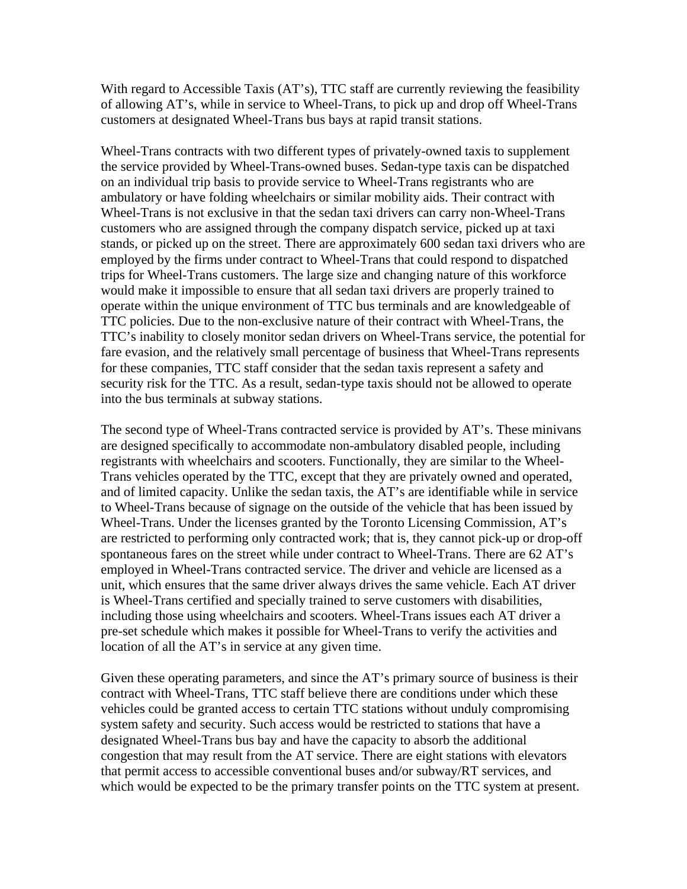With regard to Accessible Taxis (AT's), TTC staff are currently reviewing the feasibility of allowing AT's, while in service to Wheel-Trans, to pick up and drop off Wheel-Trans customers at designated Wheel-Trans bus bays at rapid transit stations.

Wheel-Trans contracts with two different types of privately-owned taxis to supplement the service provided by Wheel-Trans-owned buses. Sedan-type taxis can be dispatched on an individual trip basis to provide service to Wheel-Trans registrants who are ambulatory or have folding wheelchairs or similar mobility aids. Their contract with Wheel-Trans is not exclusive in that the sedan taxi drivers can carry non-Wheel-Trans customers who are assigned through the company dispatch service, picked up at taxi stands, or picked up on the street. There are approximately 600 sedan taxi drivers who are employed by the firms under contract to Wheel-Trans that could respond to dispatched trips for Wheel-Trans customers. The large size and changing nature of this workforce would make it impossible to ensure that all sedan taxi drivers are properly trained to operate within the unique environment of TTC bus terminals and are knowledgeable of TTC policies. Due to the non-exclusive nature of their contract with Wheel-Trans, the TTC's inability to closely monitor sedan drivers on Wheel-Trans service, the potential for fare evasion, and the relatively small percentage of business that Wheel-Trans represents for these companies, TTC staff consider that the sedan taxis represent a safety and security risk for the TTC. As a result, sedan-type taxis should not be allowed to operate into the bus terminals at subway stations.

The second type of Wheel-Trans contracted service is provided by AT's. These minivans are designed specifically to accommodate non-ambulatory disabled people, including registrants with wheelchairs and scooters. Functionally, they are similar to the Wheel-Trans vehicles operated by the TTC, except that they are privately owned and operated, and of limited capacity. Unlike the sedan taxis, the AT's are identifiable while in service to Wheel-Trans because of signage on the outside of the vehicle that has been issued by Wheel-Trans. Under the licenses granted by the Toronto Licensing Commission, AT's are restricted to performing only contracted work; that is, they cannot pick-up or drop-off spontaneous fares on the street while under contract to Wheel-Trans. There are 62 AT's employed in Wheel-Trans contracted service. The driver and vehicle are licensed as a unit, which ensures that the same driver always drives the same vehicle. Each AT driver is Wheel-Trans certified and specially trained to serve customers with disabilities, including those using wheelchairs and scooters. Wheel-Trans issues each AT driver a pre-set schedule which makes it possible for Wheel-Trans to verify the activities and location of all the AT's in service at any given time.

Given these operating parameters, and since the AT's primary source of business is their contract with Wheel-Trans, TTC staff believe there are conditions under which these vehicles could be granted access to certain TTC stations without unduly compromising system safety and security. Such access would be restricted to stations that have a designated Wheel-Trans bus bay and have the capacity to absorb the additional congestion that may result from the AT service. There are eight stations with elevators that permit access to accessible conventional buses and/or subway/RT services, and which would be expected to be the primary transfer points on the TTC system at present.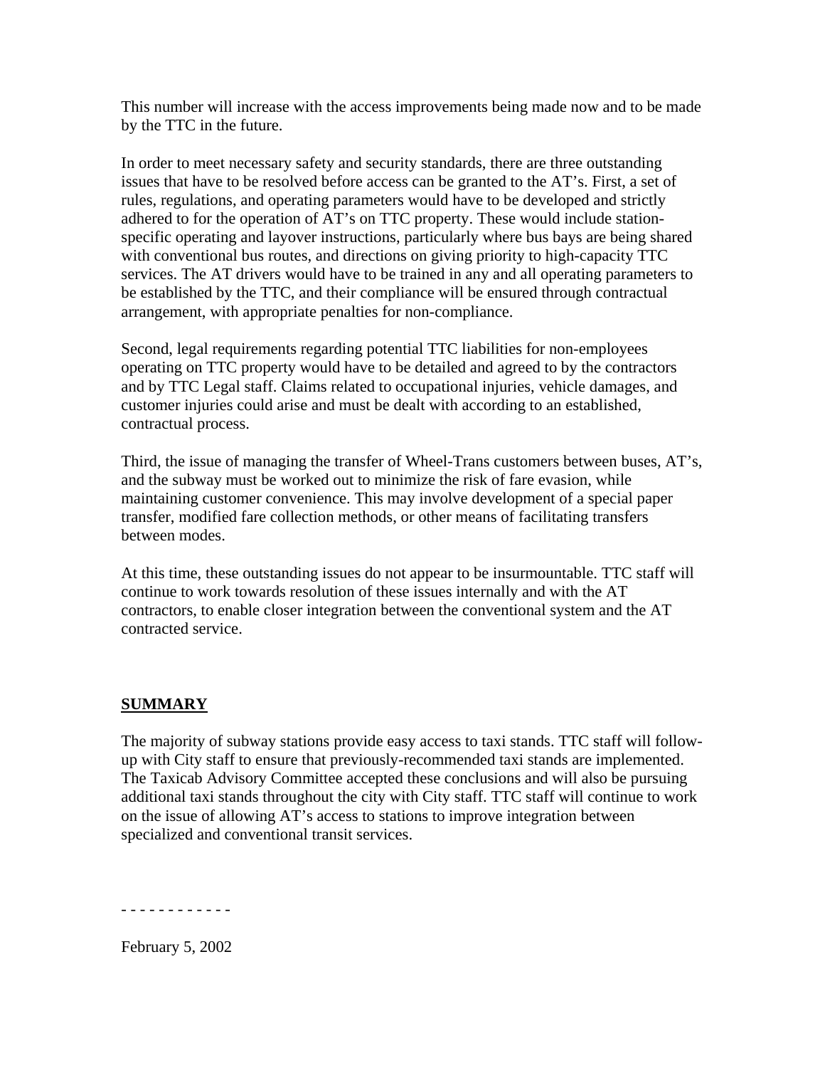This number will increase with the access improvements being made now and to be made by the TTC in the future.

In order to meet necessary safety and security standards, there are three outstanding issues that have to be resolved before access can be granted to the AT's. First, a set of rules, regulations, and operating parameters would have to be developed and strictly adhered to for the operation of AT's on TTC property. These would include station-specific operating and layover instructions, particularly where bus bays are being shared with conventional bus routes, and directions on giving priority to high-capacity TTC services. The AT drivers would have to be trained in any and all operating parameters to be established by the TTC, and their compliance will be ensured through contractual arrangement, with appropriate penalties for non-compliance.

Second, legal requirements regarding potential TTC liabilities for non-employees operating on TTC property would have to be detailed and agreed to by the contractors and by TTC Legal staff. Claims related to occupational injuries, vehicle damages, and customer injuries could arise and must be dealt with according to an established, contractual process.

Third, the issue of managing the transfer of Wheel-Trans customers between buses, AT's, and the subway must be worked out to minimize the risk of fare evasion, while maintaining customer convenience. This may involve development of a special paper transfer, modified fare collection methods, or other means of facilitating transfers between modes.

At this time, these outstanding issues do not appear to be insurmountable. TTC staff will continue to work towards resolution of these issues internally and with the AT contractors, to enable closer integration between the conventional system and the AT contracted service.

## SUMMARY

The majority of subway stations provide easy access to taxi stands. TTC staff will follow-up with City staff to ensure that previously-recommended taxi stands are implemented. The Taxicab Advisory Committee accepted these conclusions and will also be pursuing additional taxi stands throughout the city with City staff. TTC staff will continue to work on the issue of allowing AT's access to stations to improve integration between specialized and conventional transit services.

- - - - - - - - - - - -

February 5, 2002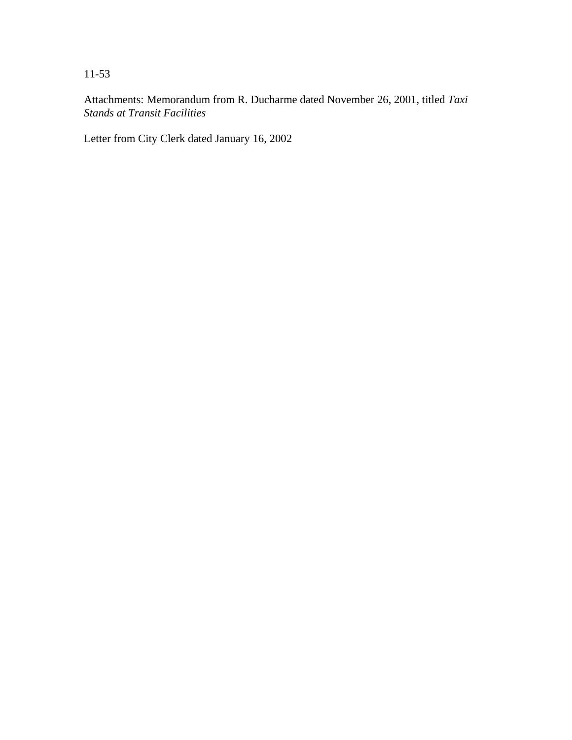Attachments: Memorandum from R. Ducharme dated November 26, 2001, titled *Taxi Stands at Transit Facilities*

Letter from City Clerk dated January 16, 2002